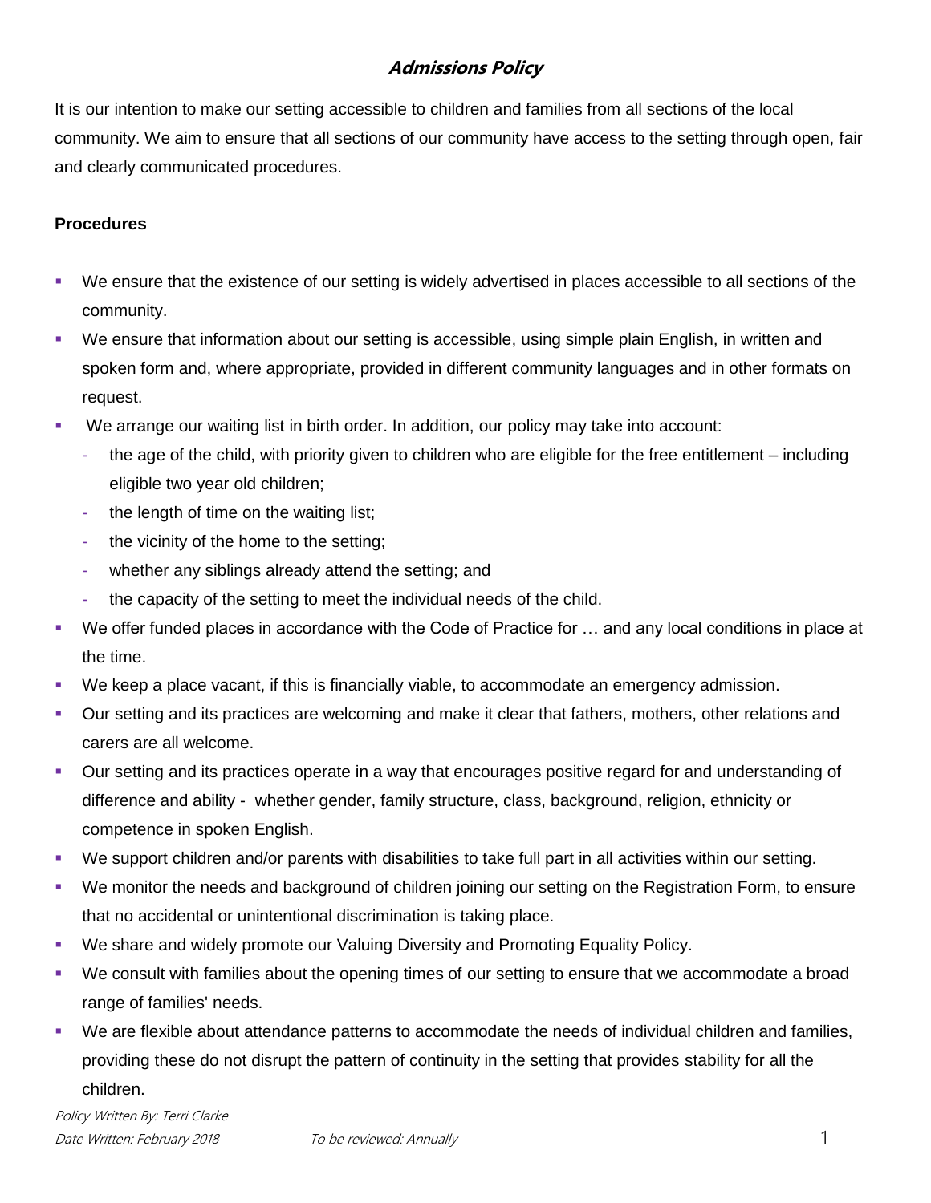# *Admissions Policy*

It is our intention to make our setting accessible to children and families from all sections of the local community. We aim to ensure that all sections of our community have access to the setting through open, fair and clearly communicated procedures.

**Procedures**

- We ensure that the existence of our setting is widely advertised in places accessible to all sections of the community.
- We ensure that information about our setting is accessible, using simple plain English, in written and spoken form and, where appropriate, provided in different community languages and in other formats on request.
- We arrange our waiting list in birth order. In addition, our policy may take into account:
  - the age of the child, with priority given to children who are eligible for the free entitlement – including eligible two year old children;
  - the length of time on the waiting list;
  - the vicinity of the home to the setting;
  - whether any siblings already attend the setting; and
  - the capacity of the setting to meet the individual needs of the child.
- We offer funded places in accordance with the Code of Practice for … and any local conditions in place at the time.
- We keep a place vacant, if this is financially viable, to accommodate an emergency admission.
- Our setting and its practices are welcoming and make it clear that fathers, mothers, other relations and carers are all welcome.
- Our setting and its practices operate in a way that encourages positive regard for and understanding of difference and ability - whether gender, family structure, class, background, religion, ethnicity or competence in spoken English.
- We support children and/or parents with disabilities to take full part in all activities within our setting.
- We monitor the needs and background of children joining our setting on the Registration Form, to ensure that no accidental or unintentional discrimination is taking place.
- We share and widely promote our Valuing Diversity and Promoting Equality Policy.
- We consult with families about the opening times of our setting to ensure that we accommodate a broad range of families' needs.
- We are flexible about attendance patterns to accommodate the needs of individual children and families, providing these do not disrupt the pattern of continuity in the setting that provides stability for all the children.

*Policy Written By: Terri Clarke*

*Date Written: February 2018* *To be reviewed: Annually*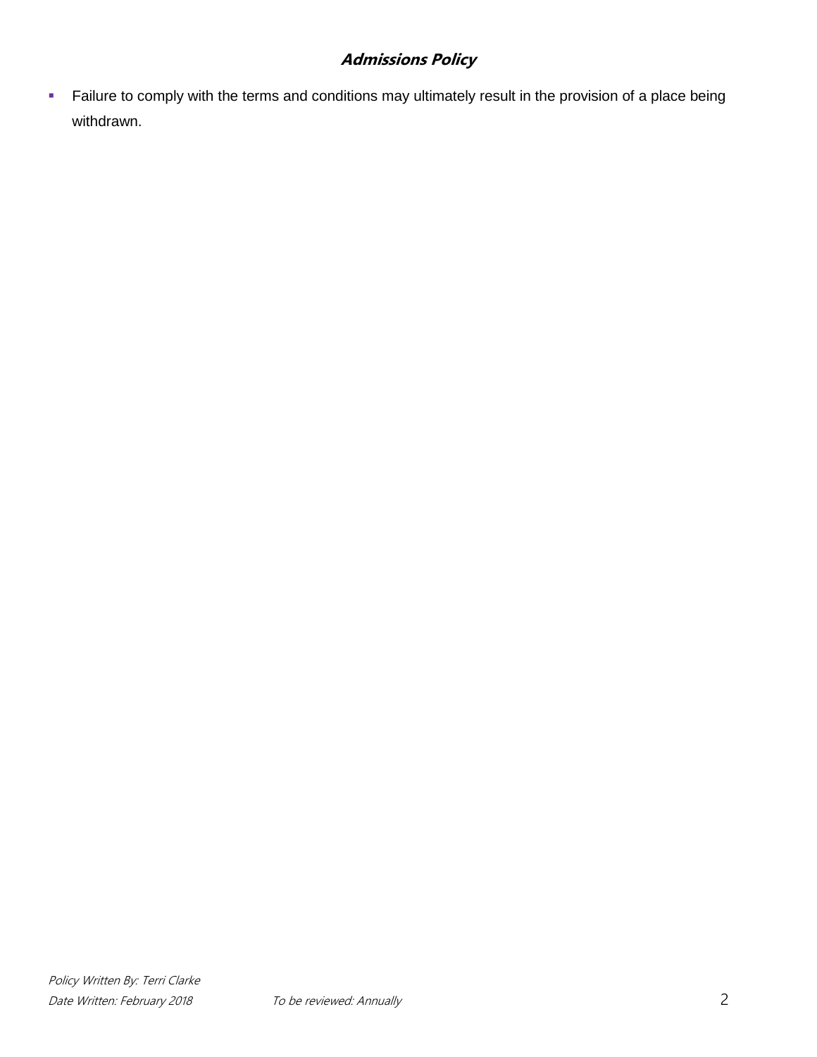- Failure to comply with the terms and conditions may ultimately result in the provision of a place being withdrawn.